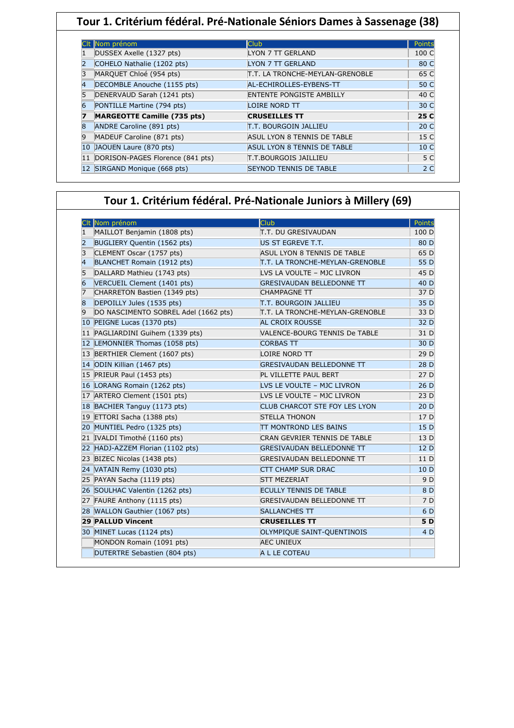## Tour 1. Critérium fédéral. Pré-Nationale Séniors Dames à Sassenage (38)

| Clt | Nom prénom | Club | Points |
|---|---|---|---|
| 1 | DUSSEX Axelle (1327 pts) | LYON 7 TT GERLAND | 100 C |
| 2 | COHELO Nathalie (1202 pts) | LYON 7 TT GERLAND | 80 C |
| 3 | MARQUET Chloé (954 pts) | T.T. LA TRONCHE-MEYLAN-GRENOBLE | 65 C |
| 4 | DECOMBLE Anouche (1155 pts) | AL-ECHIROLLES-EYBENS-TT | 50 C |
| 5 | DENERVAUD Sarah (1241 pts) | ENTENTE PONGISTE AMBILLY | 40 C |
| 6 | PONTILLE Martine (794 pts) | LOIRE NORD TT | 30 C |
| **7** | **MARGEOTTE Camille (735 pts)** | **CRUSEILLES TT** | **25 C** |
| 8 | ANDRE Caroline (891 pts) | T.T. BOURGOIN JALLIEU | 20 C |
| 9 | MADEUF Caroline (871 pts) | ASUL LYON 8 TENNIS DE TABLE | 15 C |
| 10 | JAOUEN Laure (870 pts) | ASUL LYON 8 TENNIS DE TABLE | 10 C |
| 11 | DORISON-PAGES Florence (841 pts) | T.T.BOURGOIS JAILLIEU | 5 C |
| 12 | SIRGAND Monique (668 pts) | SEYNOD TENNIS DE TABLE | 2 C |

## Tour 1. Critérium fédéral. Pré-Nationale Juniors à Millery (69)

| Clt | Nom prénom | Club | Points |
|---|---|---|---|
| 1 | MAILLOT Benjamin (1808 pts) | T.T. DU GRESIVAUDAN | 100 D |
| 2 | BUGLIERY Quentin (1562 pts) | US ST EGREVE T.T. | 80 D |
| 3 | CLEMENT Oscar (1757 pts) | ASUL LYON 8 TENNIS DE TABLE | 65 D |
| 4 | BLANCHET Romain (1912 pts) | T.T. LA TRONCHE-MEYLAN-GRENOBLE | 55 D |
| 5 | DALLARD Mathieu (1743 pts) | LVS LA VOULTE – MJC LIVRON | 45 D |
| 6 | VERCUEIL Clement (1401 pts) | GRESIVAUDAN BELLEDONNE TT | 40 D |
| 7 | CHARRETON Bastien (1349 pts) | CHAMPAGNE TT | 37 D |
| 8 | DEPOILLY Jules (1535 pts) | T.T. BOURGOIN JALLIEU | 35 D |
| 9 | DO NASCIMENTO SOBREL Adel (1662 pts) | T.T. LA TRONCHE-MEYLAN-GRENOBLE | 33 D |
| 10 | PEIGNE Lucas (1370 pts) | AL CROIX ROUSSE | 32 D |
| 11 | PAGLIARDINI Guihem (1339 pts) | VALENCE-BOURG TENNIS De TABLE | 31 D |
| 12 | LEMONNIER Thomas (1058 pts) | CORBAS TT | 30 D |
| 13 | BERTHIER Clement (1607 pts) | LOIRE NORD TT | 29 D |
| 14 | ODIN Killian (1467 pts) | GRESIVAUDAN BELLEDONNE TT | 28 D |
| 15 | PRIEUR Paul (1453 pts) | PL VILLETTE PAUL BERT | 27 D |
| 16 | LORANG Romain (1262 pts) | LVS LE VOULTE – MJC LIVRON | 26 D |
| 17 | ARTERO Clement (1501 pts) | LVS LE VOULTE – MJC LIVRON | 23 D |
| 18 | BACHIER Tanguy (1173 pts) | CLUB CHARCOT STE FOY LES LYON | 20 D |
| 19 | ETTORI Sacha (1388 pts) | STELLA THONON | 17 D |
| 20 | MUNTIEL Pedro (1325 pts) | TT MONTROND LES BAINS | 15 D |
| 21 | IVALDI Timothé (1160 pts) | CRAN GEVRIER TENNIS DE TABLE | 13 D |
| 22 | HADJ-AZZEM Florian (1102 pts) | GRESIVAUDAN BELLEDONNE TT | 12 D |
| 23 | BIZEC Nicolas (1438 pts) | GRESIVAUDAN BELLEDONNE TT | 11 D |
| 24 | VATAIN Remy (1030 pts) | CTT CHAMP SUR DRAC | 10 D |
| 25 | PAYAN Sacha (1119 pts) | STT MEZERIAT | 9 D |
| 26 | SOULHAC Valentin (1262 pts) | ECULLY TENNIS DE TABLE | 8 D |
| 27 | FAURE Anthony (1115 pts) | GRESIVAUDAN BELLEDONNE TT | 7 D |
| 28 | WALLON Gauthier (1067 pts) | SALLANCHES TT | 6 D |
| **29** | **PALLUD Vincent** | **CRUSEILLES TT** | **5 D** |
| 30 | MINET Lucas (1124 pts) | OLYMPIQUE SAINT-QUENTINOIS | 4 D |
| | MONDON Romain (1091 pts) | AEC UNIEUX | |
| | DUTERTRE Sebastien (804 pts) | A L LE COTEAU | |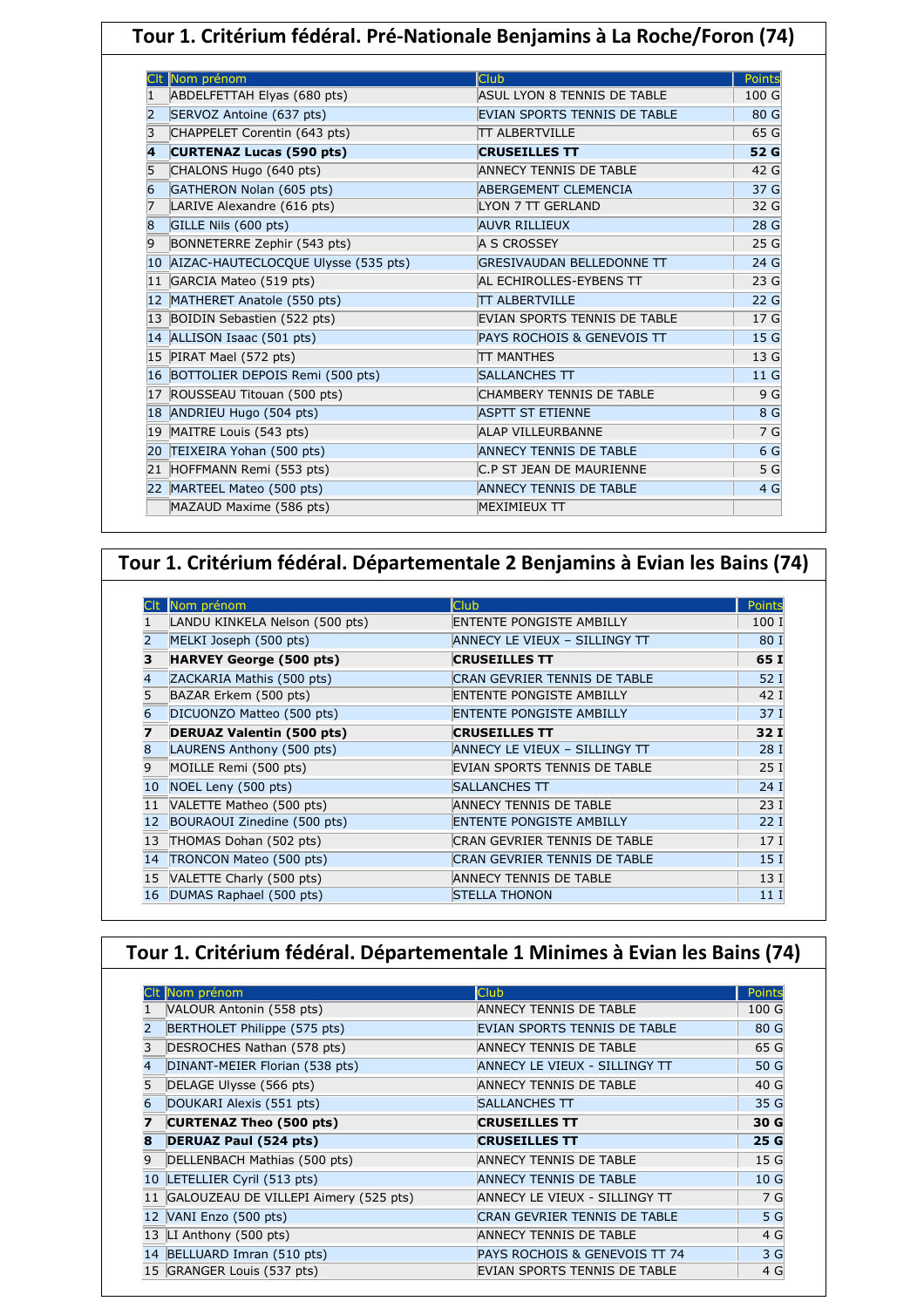## Tour 1. Critérium fédéral. Pré-Nationale Benjamins à La Roche/Foron (74)

| Clt | Nom prénom | Club | Points |
|---|---|---|---|
| 1 | ABDELFETTAH Elyas (680 pts) | ASUL LYON 8 TENNIS DE TABLE | 100 G |
| 2 | SERVOZ Antoine (637 pts) | EVIAN SPORTS TENNIS DE TABLE | 80 G |
| 3 | CHAPPELET Corentin (643 pts) | TT ALBERTVILLE | 65 G |
| **4** | **CURTENAZ Lucas (590 pts)** | **CRUSEILLES TT** | **52 G** |
| 5 | CHALONS Hugo (640 pts) | ANNECY TENNIS DE TABLE | 42 G |
| 6 | GATHERON Nolan (605 pts) | ABERGEMENT CLEMENCIA | 37 G |
| 7 | LARIVE Alexandre (616 pts) | LYON 7 TT GERLAND | 32 G |
| 8 | GILLE Nils (600 pts) | AUVR RILLIEUX | 28 G |
| 9 | BONNETERRE Zephir (543 pts) | A S CROSSEY | 25 G |
| 10 | AIZAC-HAUTECLOCQUE Ulysse (535 pts) | GRESIVAUDAN BELLEDONNE TT | 24 G |
| 11 | GARCIA Mateo (519 pts) | AL ECHIROLLES-EYBENS TT | 23 G |
| 12 | MATHERET Anatole (550 pts) | TT ALBERTVILLE | 22 G |
| 13 | BOIDIN Sebastien (522 pts) | EVIAN SPORTS TENNIS DE TABLE | 17 G |
| 14 | ALLISON Isaac (501 pts) | PAYS ROCHOIS & GENEVOIS TT | 15 G |
| 15 | PIRAT Mael (572 pts) | TT MANTHES | 13 G |
| 16 | BOTTOLIER DEPOIS Remi (500 pts) | SALLANCHES TT | 11 G |
| 17 | ROUSSEAU Titouan (500 pts) | CHAMBERY TENNIS DE TABLE | 9 G |
| 18 | ANDRIEU Hugo (504 pts) | ASPTT ST ETIENNE | 8 G |
| 19 | MAITRE Louis (543 pts) | ALAP VILLEURBANNE | 7 G |
| 20 | TEIXEIRA Yohan (500 pts) | ANNECY TENNIS DE TABLE | 6 G |
| 21 | HOFFMANN Remi (553 pts) | C.P ST JEAN DE MAURIENNE | 5 G |
| 22 | MARTEEL Mateo (500 pts) | ANNECY TENNIS DE TABLE | 4 G |
| | MAZAUD Maxime (586 pts) | MEXIMIEUX TT | |

## Tour 1. Critérium fédéral. Départementale 2 Benjamins à Evian les Bains (74)

| Clt | Nom prénom | Club | Points |
|---|---|---|---|
| 1 | LANDU KINKELA Nelson (500 pts) | ENTENTE PONGISTE AMBILLY | 100 I |
| 2 | MELKI Joseph (500 pts) | ANNECY LE VIEUX – SILLINGY TT | 80 I |
| **3** | **HARVEY George (500 pts)** | **CRUSEILLES TT** | **65 I** |
| 4 | ZACKARIA Mathis (500 pts) | CRAN GEVRIER TENNIS DE TABLE | 52 I |
| 5 | BAZAR Erkem (500 pts) | ENTENTE PONGISTE AMBILLY | 42 I |
| 6 | DICUONZO Matteo (500 pts) | ENTENTE PONGISTE AMBILLY | 37 I |
| **7** | **DERUAZ Valentin (500 pts)** | **CRUSEILLES TT** | **32 I** |
| 8 | LAURENS Anthony (500 pts) | ANNECY LE VIEUX – SILLINGY TT | 28 I |
| 9 | MOILLE Remi (500 pts) | EVIAN SPORTS TENNIS DE TABLE | 25 I |
| 10 | NOEL Leny (500 pts) | SALLANCHES TT | 24 I |
| 11 | VALETTE Matheo (500 pts) | ANNECY TENNIS DE TABLE | 23 I |
| 12 | BOURAOUI Zinedine (500 pts) | ENTENTE PONGISTE AMBILLY | 22 I |
| 13 | THOMAS Dohan (502 pts) | CRAN GEVRIER TENNIS DE TABLE | 17 I |
| 14 | TRONCON Mateo (500 pts) | CRAN GEVRIER TENNIS DE TABLE | 15 I |
| 15 | VALETTE Charly (500 pts) | ANNECY TENNIS DE TABLE | 13 I |
| 16 | DUMAS Raphael (500 pts) | STELLA THONON | 11 I |

## Tour 1. Critérium fédéral. Départementale 1 Minimes à Evian les Bains (74)

| Clt | Nom prénom | Club | Points |
|---|---|---|---|
| 1 | VALOUR Antonin (558 pts) | ANNECY TENNIS DE TABLE | 100 G |
| 2 | BERTHOLET Philippe (575 pts) | EVIAN SPORTS TENNIS DE TABLE | 80 G |
| 3 | DESROCHES Nathan (578 pts) | ANNECY TENNIS DE TABLE | 65 G |
| 4 | DINANT-MEIER Florian (538 pts) | ANNECY LE VIEUX - SILLINGY TT | 50 G |
| 5 | DELAGE Ulysse (566 pts) | ANNECY TENNIS DE TABLE | 40 G |
| 6 | DOUKARI Alexis (551 pts) | SALLANCHES TT | 35 G |
| **7** | **CURTENAZ Theo (500 pts)** | **CRUSEILLES TT** | **30 G** |
| **8** | **DERUAZ Paul (524 pts)** | **CRUSEILLES TT** | **25 G** |
| 9 | DELLENBACH Mathias (500 pts) | ANNECY TENNIS DE TABLE | 15 G |
| 10 | LETELLIER Cyril (513 pts) | ANNECY TENNIS DE TABLE | 10 G |
| 11 | GALOUZEAU DE VILLEPI Aimery (525 pts) | ANNECY LE VIEUX - SILLINGY TT | 7 G |
| 12 | VANI Enzo (500 pts) | CRAN GEVRIER TENNIS DE TABLE | 5 G |
| 13 | LI Anthony (500 pts) | ANNECY TENNIS DE TABLE | 4 G |
| 14 | BELLUARD Imran (510 pts) | PAYS ROCHOIS & GENEVOIS TT 74 | 3 G |
| 15 | GRANGER Louis (537 pts) | EVIAN SPORTS TENNIS DE TABLE | 4 G |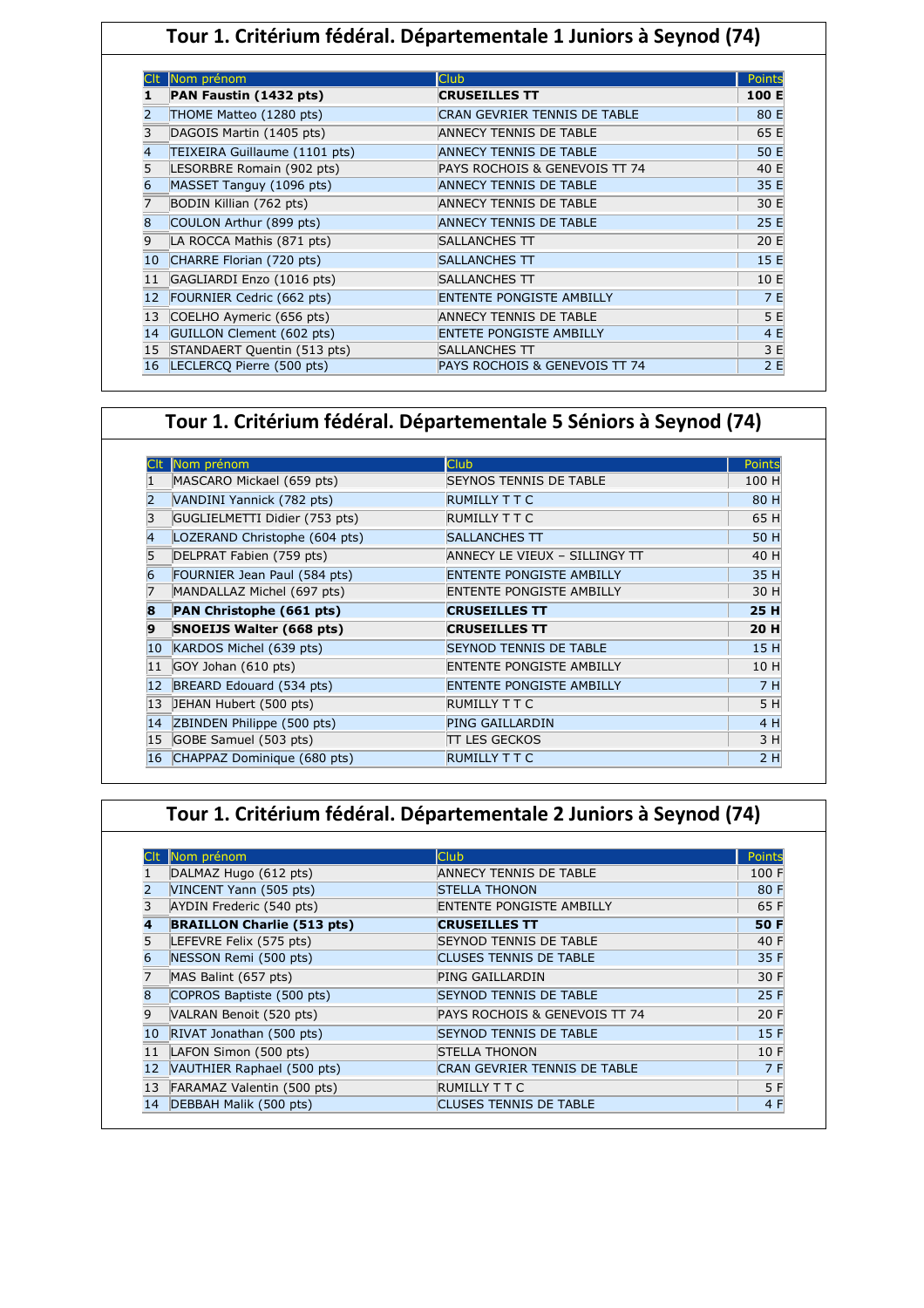# Tour 1. Critérium fédéral. Départementale 1 Juniors à Seynod (74)

| Clt | Nom prénom | Club | Points |
|---|---|---|---|
| **1** | **PAN Faustin (1432 pts)** | **CRUSEILLES TT** | **100 E** |
| 2 | THOME Matteo (1280 pts) | CRAN GEVRIER TENNIS DE TABLE | 80 E |
| 3 | DAGOIS Martin (1405 pts) | ANNECY TENNIS DE TABLE | 65 E |
| 4 | TEIXEIRA Guillaume (1101 pts) | ANNECY TENNIS DE TABLE | 50 E |
| 5 | LESORBRE Romain (902 pts) | PAYS ROCHOIS & GENEVOIS TT 74 | 40 E |
| 6 | MASSET Tanguy (1096 pts) | ANNECY TENNIS DE TABLE | 35 E |
| 7 | BODIN Killian (762 pts) | ANNECY TENNIS DE TABLE | 30 E |
| 8 | COULON Arthur (899 pts) | ANNECY TENNIS DE TABLE | 25 E |
| 9 | LA ROCCA Mathis (871 pts) | SALLANCHES TT | 20 E |
| 10 | CHARRE Florian (720 pts) | SALLANCHES TT | 15 E |
| 11 | GAGLIARDI Enzo (1016 pts) | SALLANCHES TT | 10 E |
| 12 | FOURNIER Cedric (662 pts) | ENTENTE PONGISTE AMBILLY | 7 E |
| 13 | COELHO Aymeric (656 pts) | ANNECY TENNIS DE TABLE | 5 E |
| 14 | GUILLON Clement (602 pts) | ENTETE PONGISTE AMBILLY | 4 E |
| 15 | STANDAERT Quentin (513 pts) | SALLANCHES TT | 3 E |
| 16 | LECLERCQ Pierre (500 pts) | PAYS ROCHOIS & GENEVOIS TT 74 | 2 E |

# Tour 1. Critérium fédéral. Départementale 5 Séniors à Seynod (74)

| Clt | Nom prénom | Club | Points |
|---|---|---|---|
| 1 | MASCARO Mickael (659 pts) | SEYNOS TENNIS DE TABLE | 100 H |
| 2 | VANDINI Yannick (782 pts) | RUMILLY T T C | 80 H |
| 3 | GUGLIELMETTI Didier (753 pts) | RUMILLY T T C | 65 H |
| 4 | LOZERAND Christophe (604 pts) | SALLANCHES TT | 50 H |
| 5 | DELPRAT Fabien (759 pts) | ANNECY LE VIEUX – SILLINGY TT | 40 H |
| 6 | FOURNIER Jean Paul (584 pts) | ENTENTE PONGISTE AMBILLY | 35 H |
| 7 | MANDALLAZ Michel (697 pts) | ENTENTE PONGISTE AMBILLY | 30 H |
| **8** | **PAN Christophe (661 pts)** | **CRUSEILLES TT** | **25 H** |
| **9** | **SNOEIJS Walter (668 pts)** | **CRUSEILLES TT** | **20 H** |
| 10 | KARDOS Michel (639 pts) | SEYNOD TENNIS DE TABLE | 15 H |
| 11 | GOY Johan (610 pts) | ENTENTE PONGISTE AMBILLY | 10 H |
| 12 | BREARD Edouard (534 pts) | ENTENTE PONGISTE AMBILLY | 7 H |
| 13 | JEHAN Hubert (500 pts) | RUMILLY T T C | 5 H |
| 14 | ZBINDEN Philippe (500 pts) | PING GAILLARDIN | 4 H |
| 15 | GOBE Samuel (503 pts) | TT LES GECKOS | 3 H |
| 16 | CHAPPAZ Dominique (680 pts) | RUMILLY T T C | 2 H |

# Tour 1. Critérium fédéral. Départementale 2 Juniors à Seynod (74)

| Clt | Nom prénom | Club | Points |
|---|---|---|---|
| 1 | DALMAZ Hugo (612 pts) | ANNECY TENNIS DE TABLE | 100 F |
| 2 | VINCENT Yann (505 pts) | STELLA THONON | 80 F |
| 3 | AYDIN Frederic (540 pts) | ENTENTE PONGISTE AMBILLY | 65 F |
| **4** | **BRAILLON Charlie (513 pts)** | **CRUSEILLES TT** | **50 F** |
| 5 | LEFEVRE Felix (575 pts) | SEYNOD TENNIS DE TABLE | 40 F |
| 6 | NESSON Remi (500 pts) | CLUSES TENNIS DE TABLE | 35 F |
| 7 | MAS Balint (657 pts) | PING GAILLARDIN | 30 F |
| 8 | COPROS Baptiste (500 pts) | SEYNOD TENNIS DE TABLE | 25 F |
| 9 | VALRAN Benoit (520 pts) | PAYS ROCHOIS & GENEVOIS TT 74 | 20 F |
| 10 | RIVAT Jonathan (500 pts) | SEYNOD TENNIS DE TABLE | 15 F |
| 11 | LAFON Simon (500 pts) | STELLA THONON | 10 F |
| 12 | VAUTHIER Raphael (500 pts) | CRAN GEVRIER TENNIS DE TABLE | 7 F |
| 13 | FARAMAZ Valentin (500 pts) | RUMILLY T T C | 5 F |
| 14 | DEBBAH Malik (500 pts) | CLUSES TENNIS DE TABLE | 4 F |